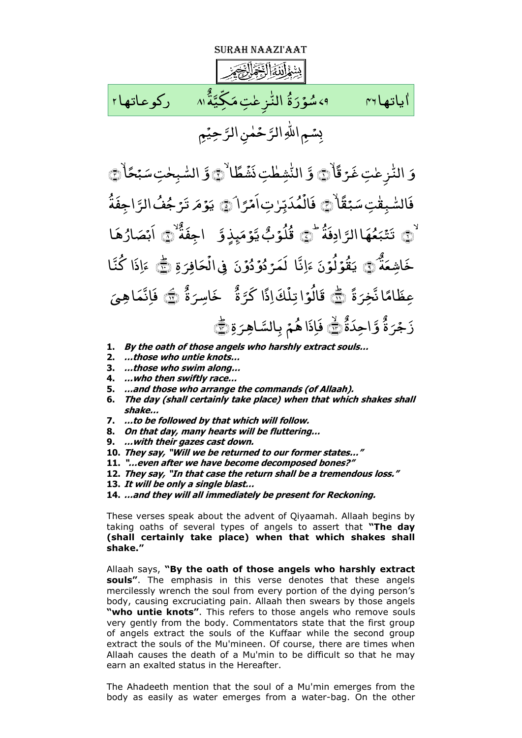# SURAH NAAZI'AAT

بِسْمِ اللّٰهِ الرَّحْمٰنِ الرَّحِيْمِ

اٰياتها ٤٦ ٧٩ سُوْرَةُ النّٰزِعٰتِ مَكِّيَّةٌ ٨١ ركوعاتها ٢

بِسْمِ اللّٰهِ الرَّحْمٰنِ الرَّحِيْمِ

وَ النّٰزِعٰتِ غَرْقًا ۙ﴿۱﴾ وَّ النّٰشِطٰتِ نَشْطًا ۙ﴿۲﴾ وَّ السّٰبِحٰتِ سَبْحًا ۙ﴿۳﴾ فَالسّٰبِقٰتِ سَبْقًا ۙ﴿۴﴾ فَالْمُدَبِّرٰتِ اَمْرًا ۘ﴿۵﴾ يَوْمَ تَرْجُفُ الرَّاجِفَةُ ۙ﴿۶﴾ تَتْبَعُهَا الرَّادِفَةُ ؕ﴿۷﴾ قُلُوْبٌ يَّوْمَئِذٍ وَّاجِفَةٌ ۙ﴿۸﴾ اَبْصَارُهَا خَاشِعَةٌ ۘ﴿۹﴾ يَقُوْلُوْنَ ءَاِنَّا لَمَرْدُوْدُوْنَ فِي الْحَافِرَةِ ؕ﴿۱۰﴾ ءَاِذَا كُنَّا عِظَامًا نَّخِرَةً ؕ﴿۱۱﴾ قَالُوْا تِلْكَ اِذًا كَرَّةٌ خَاسِرَةٌ ۘ﴿۱۲﴾ فَاِنَّمَا هِيَ زَجْرَةٌ وَّاحِدَةٌ ۙ﴿۱۳﴾ فَاِذَا هُمْ بِالسَّاهِرَةِ ؕ﴿۱۴﴾

1. ***By the oath of those angels who harshly extract souls…***
2. ***…those who untie knots…***
3. ***…those who swim along…***
4. ***…who then swiftly race…***
5. ***…and those who arrange the commands (of Allaah).***
6. ***The day (shall certainly take place) when that which shakes shall shake…***
7. ***…to be followed by that which will follow.***
8. ***On that day, many hearts will be fluttering…***
9. ***…with their gazes cast down.***
10. ***They say, "Will we be returned to our former states…"***
11. ***"…even after we have become decomposed bones?"***
12. ***They say, "In that case the return shall be a tremendous loss."***
13. ***It will be only a single blast…***
14. ***…and they will all immediately be present for Reckoning.***

These verses speak about the advent of Qiyaamah. Allaah begins by taking oaths of several types of angels to assert that **"The day (shall certainly take place) when that which shakes shall shake."**

Allaah says, **"By the oath of those angels who harshly extract souls"**. The emphasis in this verse denotes that these angels mercilessly wrench the soul from every portion of the dying person's body, causing excruciating pain. Allaah then swears by those angels **"who untie knots"**. This refers to those angels who remove souls very gently from the body. Commentators state that the first group of angels extract the souls of the Kuffaar while the second group extract the souls of the Mu'mineen. Of course, there are times when Allaah causes the death of a Mu'min to be difficult so that he may earn an exalted status in the Hereafter.

The Ahadeeth mention that the soul of a Mu'min emerges from the body as easily as water emerges from a water-bag. On the other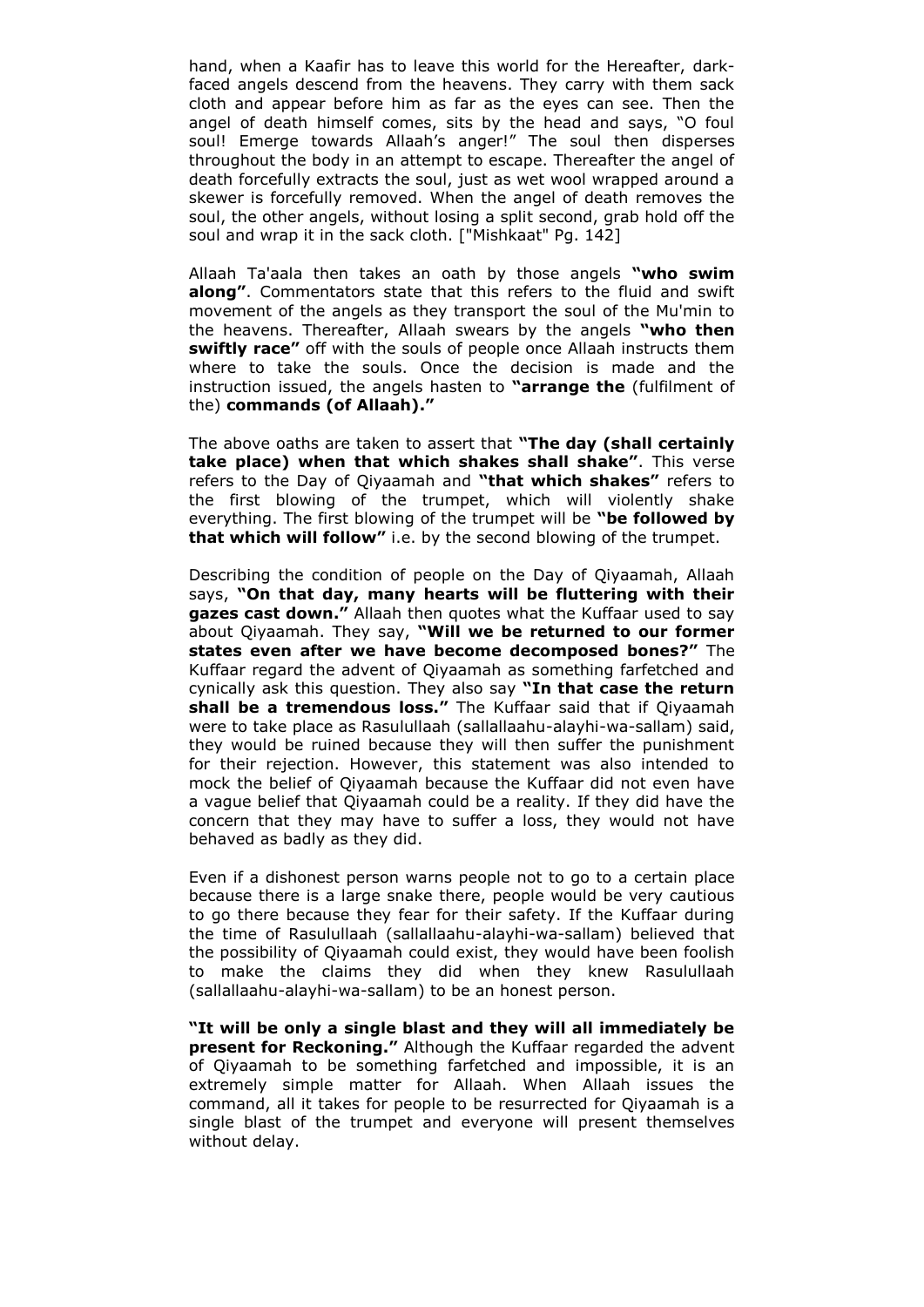hand, when a Kaafir has to leave this world for the Hereafter, dark-faced angels descend from the heavens. They carry with them sack cloth and appear before him as far as the eyes can see. Then the angel of death himself comes, sits by the head and says, "O foul soul! Emerge towards Allaah's anger!" The soul then disperses throughout the body in an attempt to escape. Thereafter the angel of death forcefully extracts the soul, just as wet wool wrapped around a skewer is forcefully removed. When the angel of death removes the soul, the other angels, without losing a split second, grab hold off the soul and wrap it in the sack cloth. ["Mishkaat" Pg. 142]

Allaah Ta'aala then takes an oath by those angels **"who swim along"**. Commentators state that this refers to the fluid and swift movement of the angels as they transport the soul of the Mu'min to the heavens. Thereafter, Allaah swears by the angels **"who then swiftly race"** off with the souls of people once Allaah instructs them where to take the souls. Once the decision is made and the instruction issued, the angels hasten to **"arrange the** (fulfilment of the) **commands (of Allaah)."**

The above oaths are taken to assert that **"The day (shall certainly take place) when that which shakes shall shake"**. This verse refers to the Day of Qiyaamah and **"that which shakes"** refers to the first blowing of the trumpet, which will violently shake everything. The first blowing of the trumpet will be **"be followed by that which will follow"** i.e. by the second blowing of the trumpet.

Describing the condition of people on the Day of Qiyaamah, Allaah says, **"On that day, many hearts will be fluttering with their gazes cast down."** Allaah then quotes what the Kuffaar used to say about Qiyaamah. They say, **"Will we be returned to our former states even after we have become decomposed bones?"** The Kuffaar regard the advent of Qiyaamah as something farfetched and cynically ask this question. They also say **"In that case the return shall be a tremendous loss."** The Kuffaar said that if Qiyaamah were to take place as Rasulullaah (sallallaahu-alayhi-wa-sallam) said, they would be ruined because they will then suffer the punishment for their rejection. However, this statement was also intended to mock the belief of Qiyaamah because the Kuffaar did not even have a vague belief that Qiyaamah could be a reality. If they did have the concern that they may have to suffer a loss, they would not have behaved as badly as they did.

Even if a dishonest person warns people not to go to a certain place because there is a large snake there, people would be very cautious to go there because they fear for their safety. If the Kuffaar during the time of Rasulullaah (sallallaahu-alayhi-wa-sallam) believed that the possibility of Qiyaamah could exist, they would have been foolish to make the claims they did when they knew Rasulullaah (sallallaahu-alayhi-wa-sallam) to be an honest person.

**"It will be only a single blast and they will all immediately be present for Reckoning."** Although the Kuffaar regarded the advent of Qiyaamah to be something farfetched and impossible, it is an extremely simple matter for Allaah. When Allaah issues the command, all it takes for people to be resurrected for Qiyaamah is a single blast of the trumpet and everyone will present themselves without delay.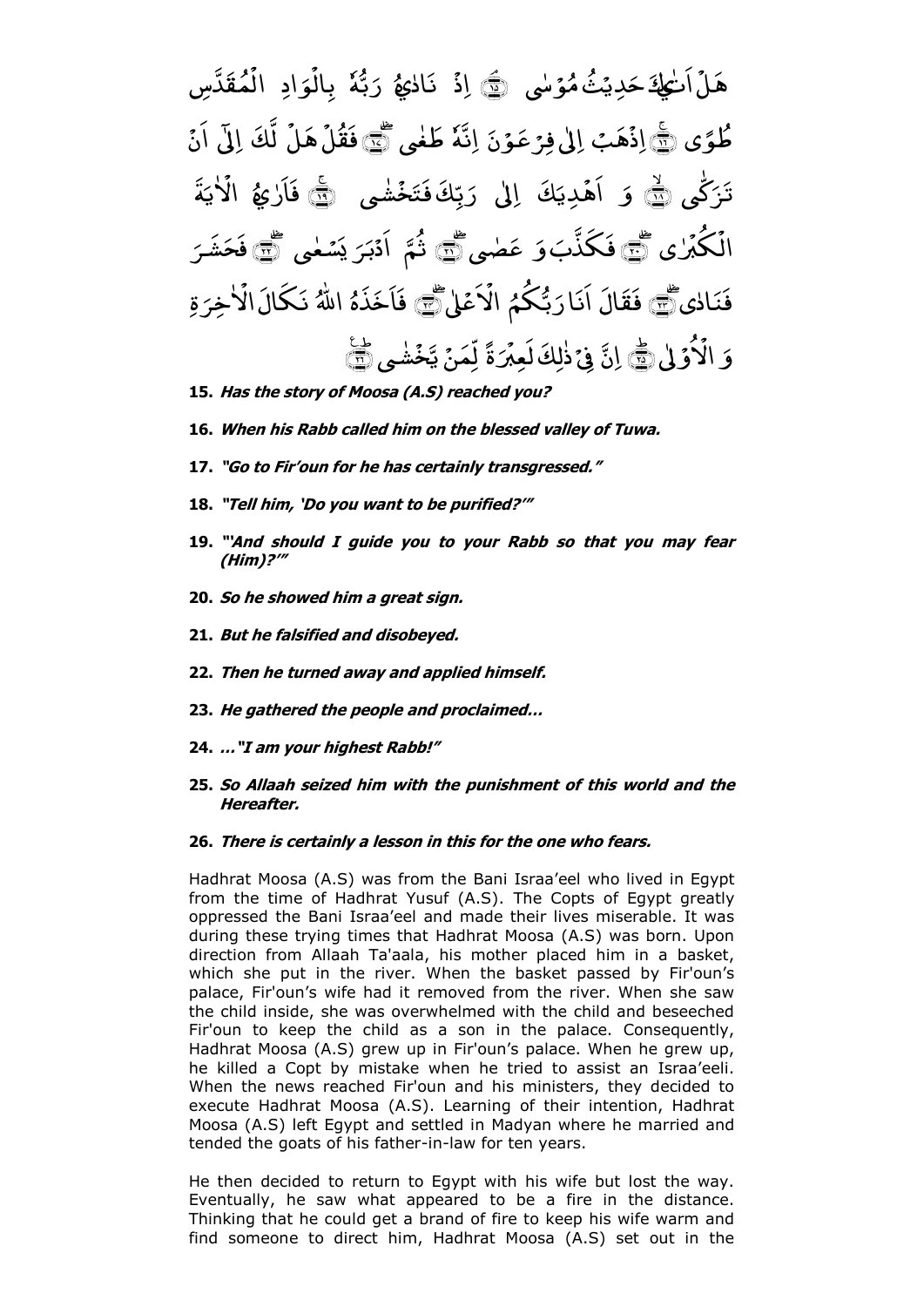هَلْ اَتٰىكَ حَدِيْثُ مُوْسٰى ﴿١٥﴾ اِذْ نَادٰىهُ رَبُّهٗ بِالْوَادِ الْمُقَدَّسِ طُوًى ﴿١٦﴾ اِذْهَبْ اِلٰى فِرْعَوْنَ اِنَّهٗ طَغٰى ﴿١٧﴾ فَقُلْ هَلْ لَّكَ اِلٰٓى اَنْ تَزَكّٰى ﴿١٨﴾ وَ اَهْدِيَكَ اِلٰى رَبِّكَ فَتَخْشٰى ﴿١٩﴾ فَاَرٰىهُ الْاٰيَةَ الْكُبْرٰى ﴿٢٠﴾ فَكَذَّبَ وَ عَصٰى ﴿٢١﴾ ثُمَّ اَدْبَرَ يَسْعٰى ﴿٢٢﴾ فَحَشَرَ فَنَادٰى ﴿٢٣﴾ فَقَالَ اَنَا رَبُّكُمُ الْاَعْلٰى ﴿٢٤﴾ فَاَخَذَهُ اللّٰهُ نَكَالَ الْاٰخِرَةِ وَ الْاُوْلٰى ﴿٢٥﴾ اِنَّ فِيْ ذٰلِكَ لَعِبْرَةً لِّمَنْ يَّخْشٰى ﴿٢٦﴾

15. ***Has the story of Moosa (A.S) reached you?***

16. ***When his Rabb called him on the blessed valley of Tuwa.***

17. ***"Go to Fir'oun for he has certainly transgressed."***

18. ***"Tell him, 'Do you want to be purified?'"***

19. ***"'And should I guide you to your Rabb so that you may fear (Him)?'"***

20. ***So he showed him a great sign.***

21. ***But he falsified and disobeyed.***

22. ***Then he turned away and applied himself.***

23. ***He gathered the people and proclaimed…***

24. ***…"I am your highest Rabb!"***

25. ***So Allaah seized him with the punishment of this world and the Hereafter.***

26. ***There is certainly a lesson in this for the one who fears.***

Hadhrat Moosa (A.S) was from the Bani Israa'eel who lived in Egypt from the time of Hadhrat Yusuf (A.S). The Copts of Egypt greatly oppressed the Bani Israa'eel and made their lives miserable. It was during these trying times that Hadhrat Moosa (A.S) was born. Upon direction from Allaah Ta'aala, his mother placed him in a basket, which she put in the river. When the basket passed by Fir'oun's palace, Fir'oun's wife had it removed from the river. When she saw the child inside, she was overwhelmed with the child and beseeched Fir'oun to keep the child as a son in the palace. Consequently, Hadhrat Moosa (A.S) grew up in Fir'oun's palace. When he grew up, he killed a Copt by mistake when he tried to assist an Israa'eeli. When the news reached Fir'oun and his ministers, they decided to execute Hadhrat Moosa (A.S). Learning of their intention, Hadhrat Moosa (A.S) left Egypt and settled in Madyan where he married and tended the goats of his father-in-law for ten years.

He then decided to return to Egypt with his wife but lost the way. Eventually, he saw what appeared to be a fire in the distance. Thinking that he could get a brand of fire to keep his wife warm and find someone to direct him, Hadhrat Moosa (A.S) set out in the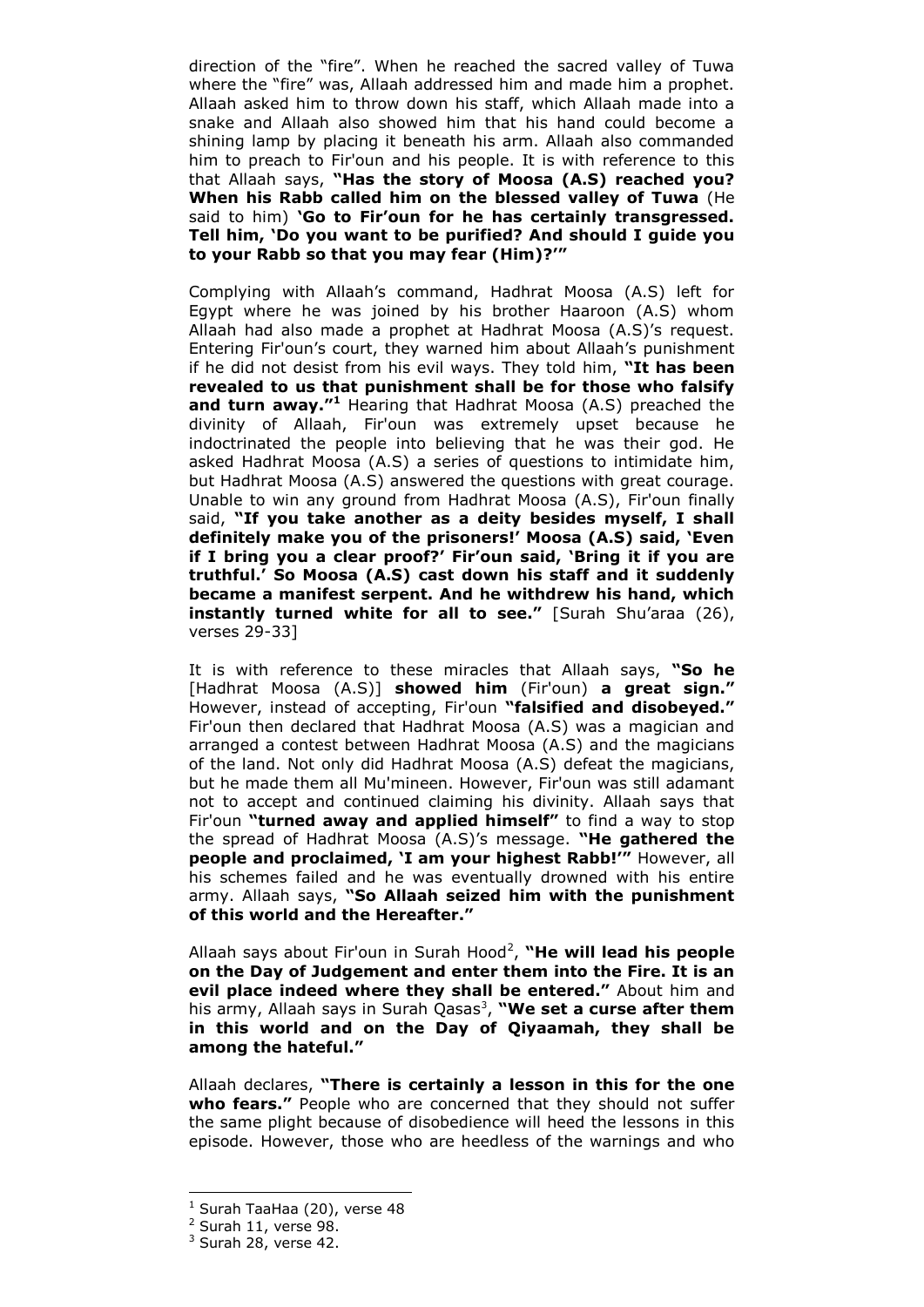direction of the "fire". When he reached the sacred valley of Tuwa where the "fire" was, Allaah addressed him and made him a prophet. Allaah asked him to throw down his staff, which Allaah made into a snake and Allaah also showed him that his hand could become a shining lamp by placing it beneath his arm. Allaah also commanded him to preach to Fir'oun and his people. It is with reference to this that Allaah says, **"Has the story of Moosa (A.S) reached you? When his Rabb called him on the blessed valley of Tuwa** (He said to him) **'Go to Fir'oun for he has certainly transgressed. Tell him, 'Do you want to be purified? And should I guide you to your Rabb so that you may fear (Him)?'"**

Complying with Allaah's command, Hadhrat Moosa (A.S) left for Egypt where he was joined by his brother Haaroon (A.S) whom Allaah had also made a prophet at Hadhrat Moosa (A.S)'s request. Entering Fir'oun's court, they warned him about Allaah's punishment if he did not desist from his evil ways. They told him, **"It has been revealed to us that punishment shall be for those who falsify and turn away."**[1] Hearing that Hadhrat Moosa (A.S) preached the divinity of Allaah, Fir'oun was extremely upset because he indoctrinated the people into believing that he was their god. He asked Hadhrat Moosa (A.S) a series of questions to intimidate him, but Hadhrat Moosa (A.S) answered the questions with great courage. Unable to win any ground from Hadhrat Moosa (A.S), Fir'oun finally said, **"If you take another as a deity besides myself, I shall definitely make you of the prisoners!' Moosa (A.S) said, 'Even if I bring you a clear proof?' Fir'oun said, 'Bring it if you are truthful.' So Moosa (A.S) cast down his staff and it suddenly became a manifest serpent. And he withdrew his hand, which instantly turned white for all to see."** [Surah Shu'araa (26), verses 29-33]

It is with reference to these miracles that Allaah says, **"So he** [Hadhrat Moosa (A.S)] **showed him** (Fir'oun) **a great sign."** However, instead of accepting, Fir'oun **"falsified and disobeyed."** Fir'oun then declared that Hadhrat Moosa (A.S) was a magician and arranged a contest between Hadhrat Moosa (A.S) and the magicians of the land. Not only did Hadhrat Moosa (A.S) defeat the magicians, but he made them all Mu'mineen. However, Fir'oun was still adamant not to accept and continued claiming his divinity. Allaah says that Fir'oun **"turned away and applied himself"** to find a way to stop the spread of Hadhrat Moosa (A.S)'s message. **"He gathered the people and proclaimed, 'I am your highest Rabb!'"** However, all his schemes failed and he was eventually drowned with his entire army. Allaah says, **"So Allaah seized him with the punishment of this world and the Hereafter."**

Allaah says about Fir'oun in Surah Hood[2], **"He will lead his people on the Day of Judgement and enter them into the Fire. It is an evil place indeed where they shall be entered."** About him and his army, Allaah says in Surah Qasas[3], **"We set a curse after them in this world and on the Day of Qiyaamah, they shall be among the hateful."**

Allaah declares, **"There is certainly a lesson in this for the one who fears."** People who are concerned that they should not suffer the same plight because of disobedience will heed the lessons in this episode. However, those who are heedless of the warnings and who

---

[1] Surah TaaHaa (20), verse 48

[2] Surah 11, verse 98.

[3] Surah 28, verse 42.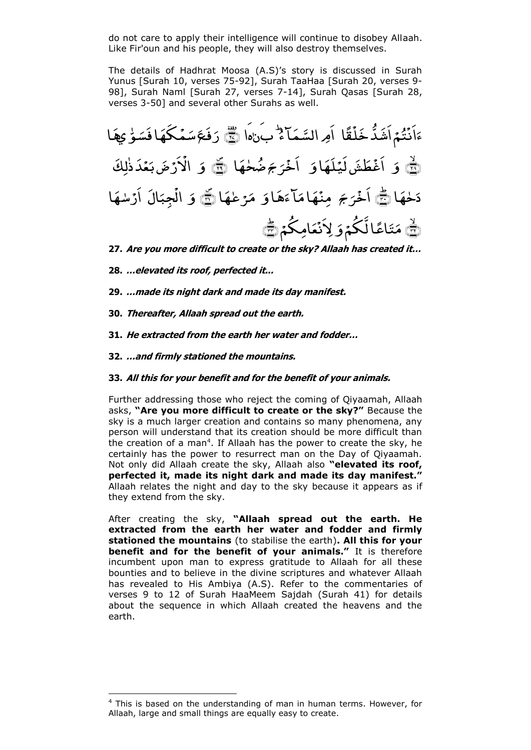do not care to apply their intelligence will continue to disobey Allaah. Like Fir'oun and his people, they will also destroy themselves.

The details of Hadhrat Moosa (A.S)'s story is discussed in Surah Yunus [Surah 10, verses 75-92], Surah TaaHaa [Surah 20, verses 9-98], Surah Naml [Surah 27, verses 7-14], Surah Qasas [Surah 28, verses 3-50] and several other Surahs as well.

ءَاَنْتُمْ اَشَدُّ خَلْقًا اَمِ السَّمَآءُ ۚ بَنٰىهَا ﴿٢٧﴾ رَفَعَ سَمْكَهَا فَسَوّٰىهَا ﴿٢٨﴾ وَ اَغْطَشَ لَيْلَهَا وَ اَخْرَجَ ضُحٰىهَا ﴿٢٩﴾ وَ الْاَرْضَ بَعْدَ ذٰلِكَ دَحٰىهَا ﴿٣٠﴾ اَخْرَجَ مِنْهَا مَآءَهَا وَ مَرْعٰىهَا ﴿٣١﴾ وَ الْجِبَالَ اَرْسٰىهَا ﴿٣٢﴾ مَتَاعًا لَّكُمْ وَ لِاَنْعَامِكُمْ ﴿٣٣﴾

**27.** ***Are you more difficult to create or the sky? Allaah has created it…***

**28.** ***…elevated its roof, perfected it…***

**29.** ***…made its night dark and made its day manifest.***

**30.** ***Thereafter, Allaah spread out the earth.***

**31.** ***He extracted from the earth her water and fodder…***

**32.** ***…and firmly stationed the mountains.***

**33.** ***All this for your benefit and for the benefit of your animals.***

Further addressing those who reject the coming of Qiyaamah, Allaah asks, **"Are you more difficult to create or the sky?"** Because the sky is a much larger creation and contains so many phenomena, any person will understand that its creation should be more difficult than the creation of a man[4]. If Allaah has the power to create the sky, he certainly has the power to resurrect man on the Day of Qiyaamah. Not only did Allaah create the sky, Allaah also **"elevated its roof, perfected it, made its night dark and made its day manifest."** Allaah relates the night and day to the sky because it appears as if they extend from the sky.

After creating the sky, **"Allaah spread out the earth. He extracted from the earth her water and fodder and firmly stationed the mountains** (to stabilise the earth)**. All this for your benefit and for the benefit of your animals."** It is therefore incumbent upon man to express gratitude to Allaah for all these bounties and to believe in the divine scriptures and whatever Allaah has revealed to His Ambiya (A.S). Refer to the commentaries of verses 9 to 12 of Surah HaaMeem Sajdah (Surah 41) for details about the sequence in which Allaah created the heavens and the earth.

---

[4] This is based on the understanding of man in human terms. However, for Allaah, large and small things are equally easy to create.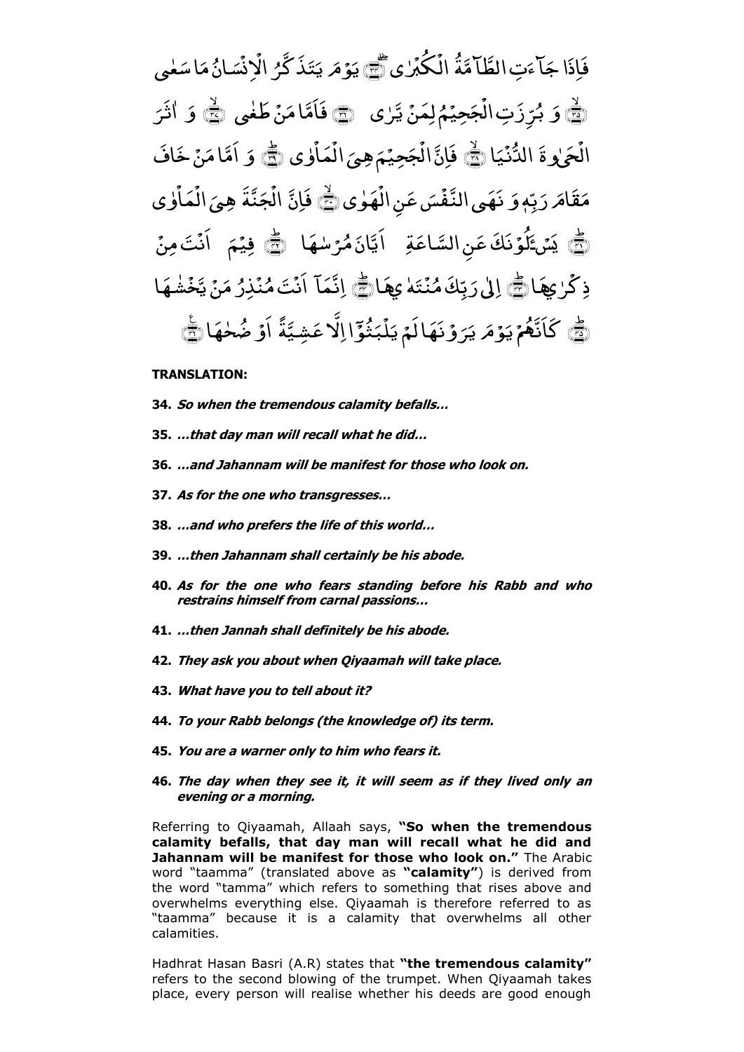فَإِذَا جَآءَتِ الطَّآمَّةُ الْكُبْرٰى ﴿٣٤﴾ يَوْمَ يَتَذَكَّرُ الْإِنْسَانُ مَا سَعٰى ﴿٣٥﴾ وَ بُرِّزَتِ الْجَحِيْمُ لِمَنْ يَّرٰى ﴿٣٦﴾ فَأَمَّا مَنْ طَغٰى ﴿٣٧﴾ وَ اٰثَرَ الْحَيٰوةَ الدُّنْيَا ﴿٣٨﴾ فَإِنَّ الْجَحِيْمَ هِيَ الْمَأْوٰى ﴿٣٩﴾ وَ أَمَّا مَنْ خَافَ مَقَامَ رَبِّهٖ وَ نَهَى النَّفْسَ عَنِ الْهَوٰى ﴿٤٠﴾ فَإِنَّ الْجَنَّةَ هِيَ الْمَأْوٰى ﴿٤١﴾ يَسْـَٔلُوْنَكَ عَنِ السَّاعَةِ أَيَّانَ مُرْسٰهَا ﴿٤٢﴾ فِيْمَ أَنْتَ مِنْ ذِكْرٰىهَا ﴿٤٣﴾ إِلٰى رَبِّكَ مُنْتَهٰىهَا ﴿٤٤﴾ إِنَّمَآ أَنْتَ مُنْذِرُ مَنْ يَّخْشٰهَا ﴿٤٥﴾ كَأَنَّهُمْ يَوْمَ يَرَوْنَهَا لَمْ يَلْبَثُوْٓا إِلَّا عَشِيَّةً أَوْ ضُحٰهَا ﴿٤٦﴾

**TRANSLATION:**

34. ***So when the tremendous calamity befalls...***

35. ***...that day man will recall what he did...***

36. ***...and Jahannam will be manifest for those who look on.***

37. ***As for the one who transgresses...***

38. ***...and who prefers the life of this world...***

39. ***...then Jahannam shall certainly be his abode.***

40. ***As for the one who fears standing before his Rabb and who restrains himself from carnal passions...***

41. ***...then Jannah shall definitely be his abode.***

42. ***They ask you about when Qiyaamah will take place.***

43. ***What have you to tell about it?***

44. ***To your Rabb belongs (the knowledge of) its term.***

45. ***You are a warner only to him who fears it.***

46. ***The day when they see it, it will seem as if they lived only an evening or a morning.***

Referring to Qiyaamah, Allaah says, **"So when the tremendous calamity befalls, that day man will recall what he did and Jahannam will be manifest for those who look on."** The Arabic word "taamma" (translated above as **"calamity"**) is derived from the word "tamma" which refers to something that rises above and overwhelms everything else. Qiyaamah is therefore referred to as "taamma" because it is a calamity that overwhelms all other calamities.

Hadhrat Hasan Basri (A.R) states that **"the tremendous calamity"** refers to the second blowing of the trumpet. When Qiyaamah takes place, every person will realise whether his deeds are good enough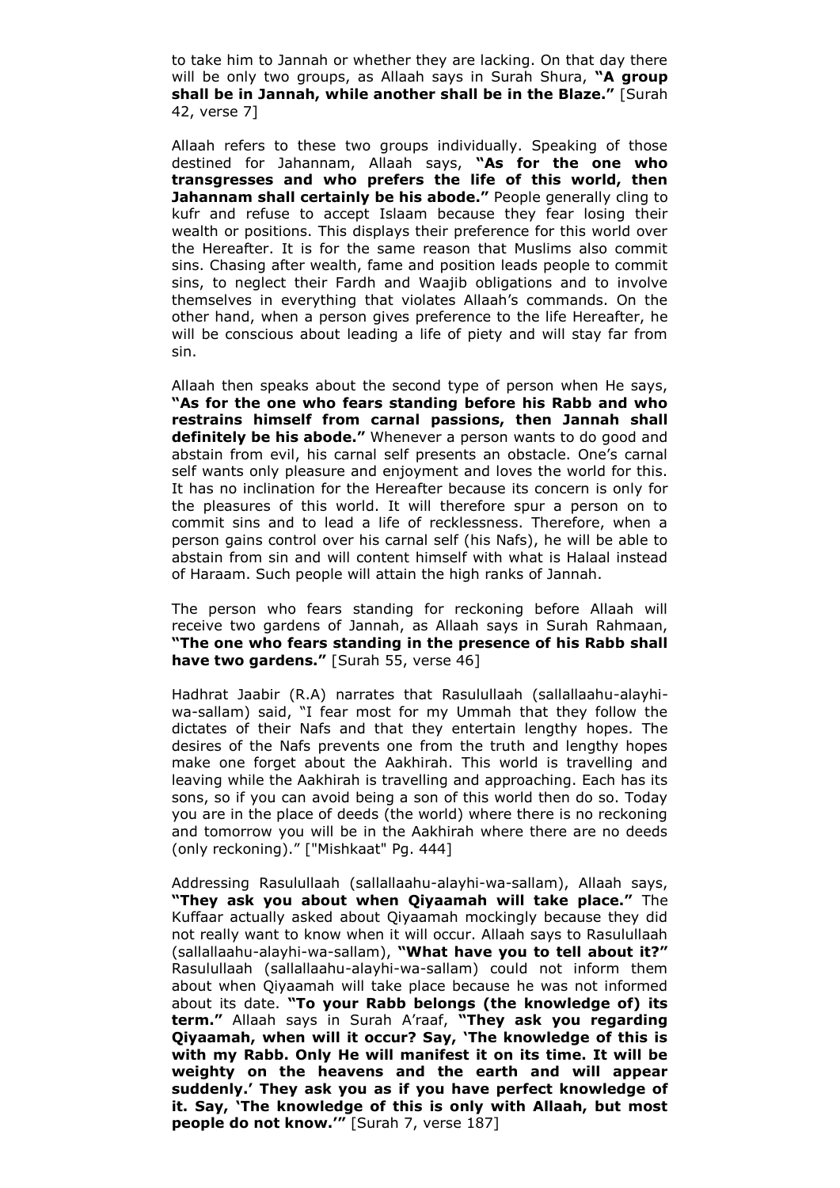to take him to Jannah or whether they are lacking. On that day there will be only two groups, as Allaah says in Surah Shura, **"A group shall be in Jannah, while another shall be in the Blaze."** [Surah 42, verse 7]

Allaah refers to these two groups individually. Speaking of those destined for Jahannam, Allaah says, **"As for the one who transgresses and who prefers the life of this world, then Jahannam shall certainly be his abode."** People generally cling to kufr and refuse to accept Islaam because they fear losing their wealth or positions. This displays their preference for this world over the Hereafter. It is for the same reason that Muslims also commit sins. Chasing after wealth, fame and position leads people to commit sins, to neglect their Fardh and Waajib obligations and to involve themselves in everything that violates Allaah's commands. On the other hand, when a person gives preference to the life Hereafter, he will be conscious about leading a life of piety and will stay far from sin.

Allaah then speaks about the second type of person when He says, **"As for the one who fears standing before his Rabb and who restrains himself from carnal passions, then Jannah shall definitely be his abode."** Whenever a person wants to do good and abstain from evil, his carnal self presents an obstacle. One's carnal self wants only pleasure and enjoyment and loves the world for this. It has no inclination for the Hereafter because its concern is only for the pleasures of this world. It will therefore spur a person on to commit sins and to lead a life of recklessness. Therefore, when a person gains control over his carnal self (his Nafs), he will be able to abstain from sin and will content himself with what is Halaal instead of Haraam. Such people will attain the high ranks of Jannah.

The person who fears standing for reckoning before Allaah will receive two gardens of Jannah, as Allaah says in Surah Rahmaan, **"The one who fears standing in the presence of his Rabb shall have two gardens."** [Surah 55, verse 46]

Hadhrat Jaabir (R.A) narrates that Rasulullaah (sallallaahu-alayhi-wa-sallam) said, "I fear most for my Ummah that they follow the dictates of their Nafs and that they entertain lengthy hopes. The desires of the Nafs prevents one from the truth and lengthy hopes make one forget about the Aakhirah. This world is travelling and leaving while the Aakhirah is travelling and approaching. Each has its sons, so if you can avoid being a son of this world then do so. Today you are in the place of deeds (the world) where there is no reckoning and tomorrow you will be in the Aakhirah where there are no deeds (only reckoning)." ["Mishkaat" Pg. 444]

Addressing Rasulullaah (sallallaahu-alayhi-wa-sallam), Allaah says, **"They ask you about when Qiyaamah will take place."** The Kuffaar actually asked about Qiyaamah mockingly because they did not really want to know when it will occur. Allaah says to Rasulullaah (sallallaahu-alayhi-wa-sallam), **"What have you to tell about it?"** Rasulullaah (sallallaahu-alayhi-wa-sallam) could not inform them about when Qiyaamah will take place because he was not informed about its date. **"To your Rabb belongs (the knowledge of) its term."** Allaah says in Surah A'raaf, **"They ask you regarding Qiyaamah, when will it occur? Say, 'The knowledge of this is with my Rabb. Only He will manifest it on its time. It will be weighty on the heavens and the earth and will appear suddenly.' They ask you as if you have perfect knowledge of it. Say, 'The knowledge of this is only with Allaah, but most people do not know.'"** [Surah 7, verse 187]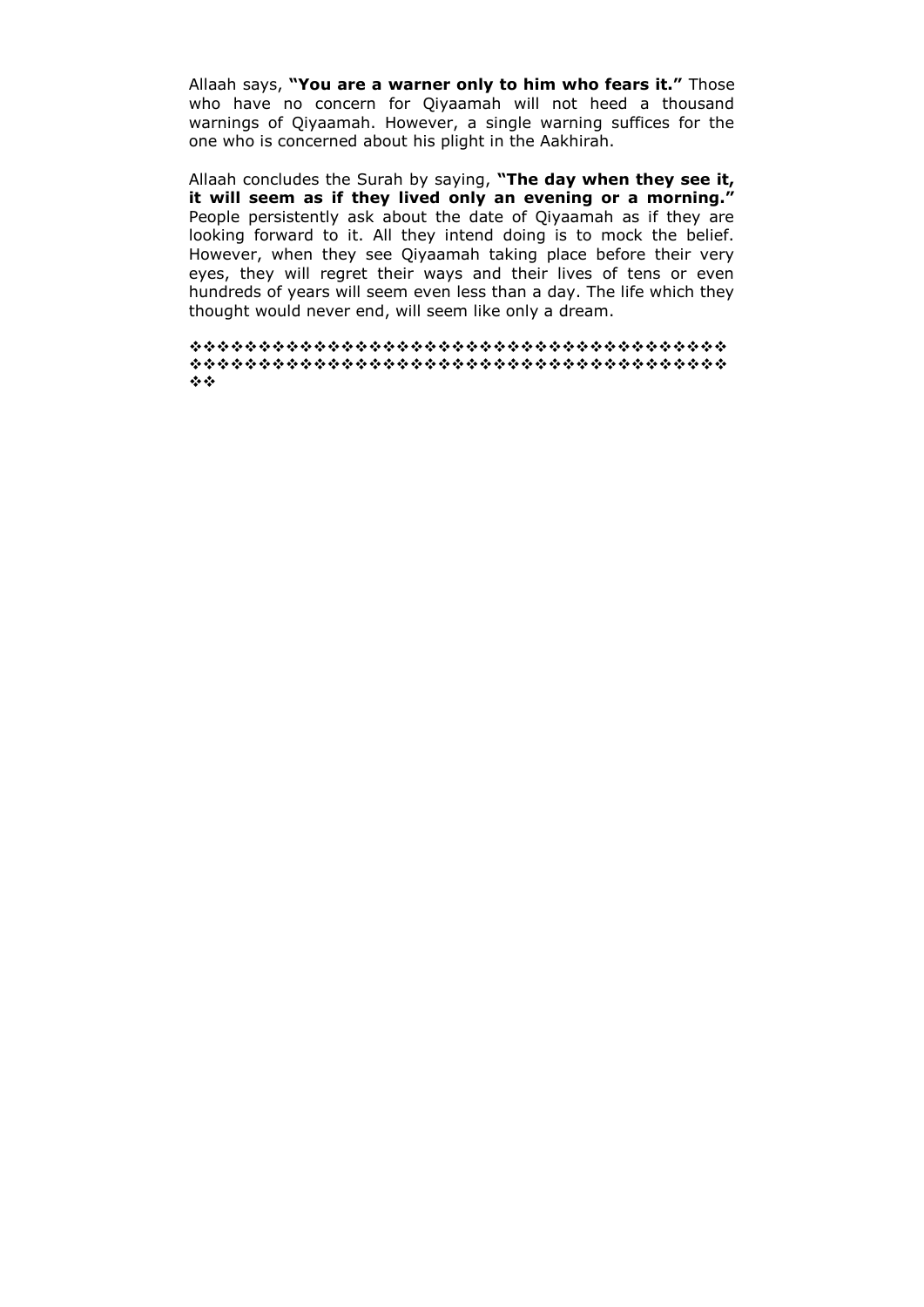Allaah says, **"You are a warner only to him who fears it."** Those who have no concern for Qiyaamah will not heed a thousand warnings of Qiyaamah. However, a single warning suffices for the one who is concerned about his plight in the Aakhirah.

Allaah concludes the Surah by saying, **"The day when they see it, it will seem as if they lived only an evening or a morning."** People persistently ask about the date of Qiyaamah as if they are looking forward to it. All they intend doing is to mock the belief. However, when they see Qiyaamah taking place before their very eyes, they will regret their ways and their lives of tens or even hundreds of years will seem even less than a day. The life which they thought would never end, will seem like only a dream.

❖❖❖❖❖❖❖❖❖❖❖❖❖❖❖❖❖❖❖❖❖❖❖❖❖❖❖❖❖❖❖❖❖❖❖❖❖❖❖❖❖❖❖❖❖❖❖❖❖❖❖❖❖❖❖❖❖❖❖❖❖❖❖❖❖❖❖❖❖❖❖❖❖❖❖❖❖❖❖❖